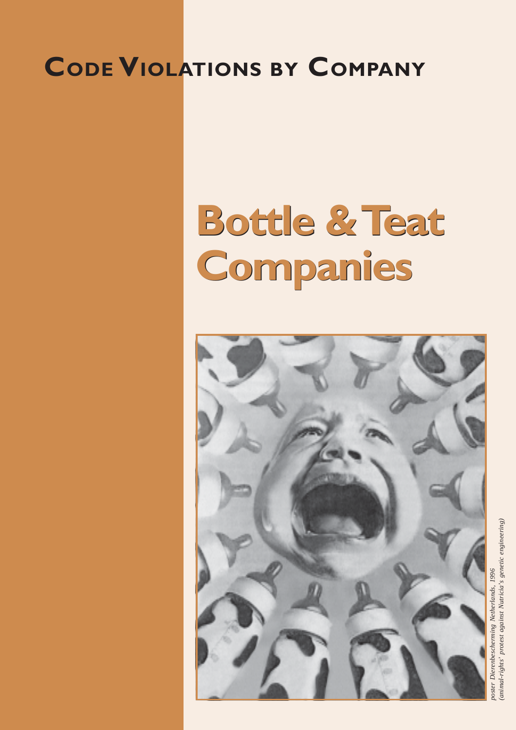# Code Violations by Company

# Bottle & Teat Companies

*poster Dierenbescherming Netherlands, 1996*
*(animal-rights' protest against Nutricia's genetic engineering)*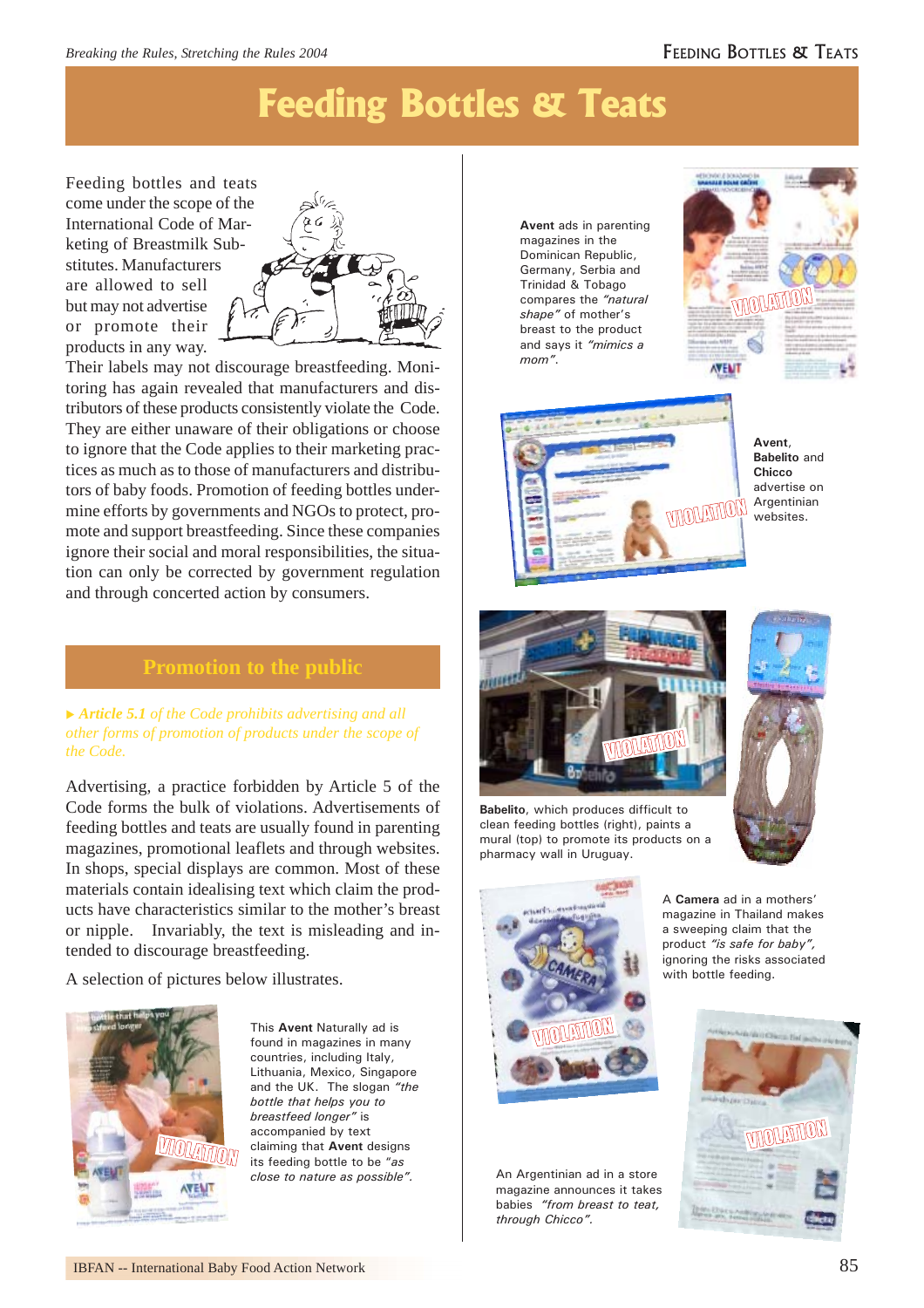# Feeding Bottles & Teats

Feeding bottles and teats come under the scope of the International Code of Marketing of Breastmilk Substitutes. Manufacturers are allowed to sell but may not advertise or promote their products in any way. Their labels may not discourage breastfeeding. Monitoring has again revealed that manufacturers and distributors of these products consistently violate the Code. They are either unaware of their obligations or choose to ignore that the Code applies to their marketing practices as much as to those of manufacturers and distributors of baby foods. Promotion of feeding bottles undermine efforts by governments and NGOs to protect, promote and support breastfeeding. Since these companies ignore their social and moral responsibilities, the situation can only be corrected by government regulation and through concerted action by consumers.

## Promotion to the public

▸ ***Article 5.1** of the Code prohibits advertising and all other forms of promotion of products under the scope of the Code.*

Advertising, a practice forbidden by Article 5 of the Code forms the bulk of violations. Advertisements of feeding bottles and teats are usually found in parenting magazines, promotional leaflets and through websites. In shops, special displays are common. Most of these materials contain idealising text which claim the products have characteristics similar to the mother's breast or nipple. Invariably, the text is misleading and intended to discourage breastfeeding.

A selection of pictures below illustrates.

This **Avent** Naturally ad is found in magazines in many countries, including Italy, Lithuania, Mexico, Singapore and the UK. The slogan *"the bottle that helps you to breastfeed longer"* is accompanied by text claiming that **Avent** designs its feeding bottle to be *"as close to nature as possible"*.

**Avent** ads in parenting magazines in the Dominican Republic, Germany, Serbia and Trinidad & Tobago compares the *"natural shape"* of mother's breast to the product and says it *"mimics a mom"*.

**Avent**, **Babelito** and **Chicco** advertise on Argentinian websites.

**Babelito**, which produces difficult to clean feeding bottles (right), paints a mural (top) to promote its products on a pharmacy wall in Uruguay.

A **Camera** ad in a mothers' magazine in Thailand makes a sweeping claim that the product *"is safe for baby"*, ignoring the risks associated with bottle feeding.

An Argentinian ad in a store magazine announces it takes babies *"from breast to teat, through Chicco"*.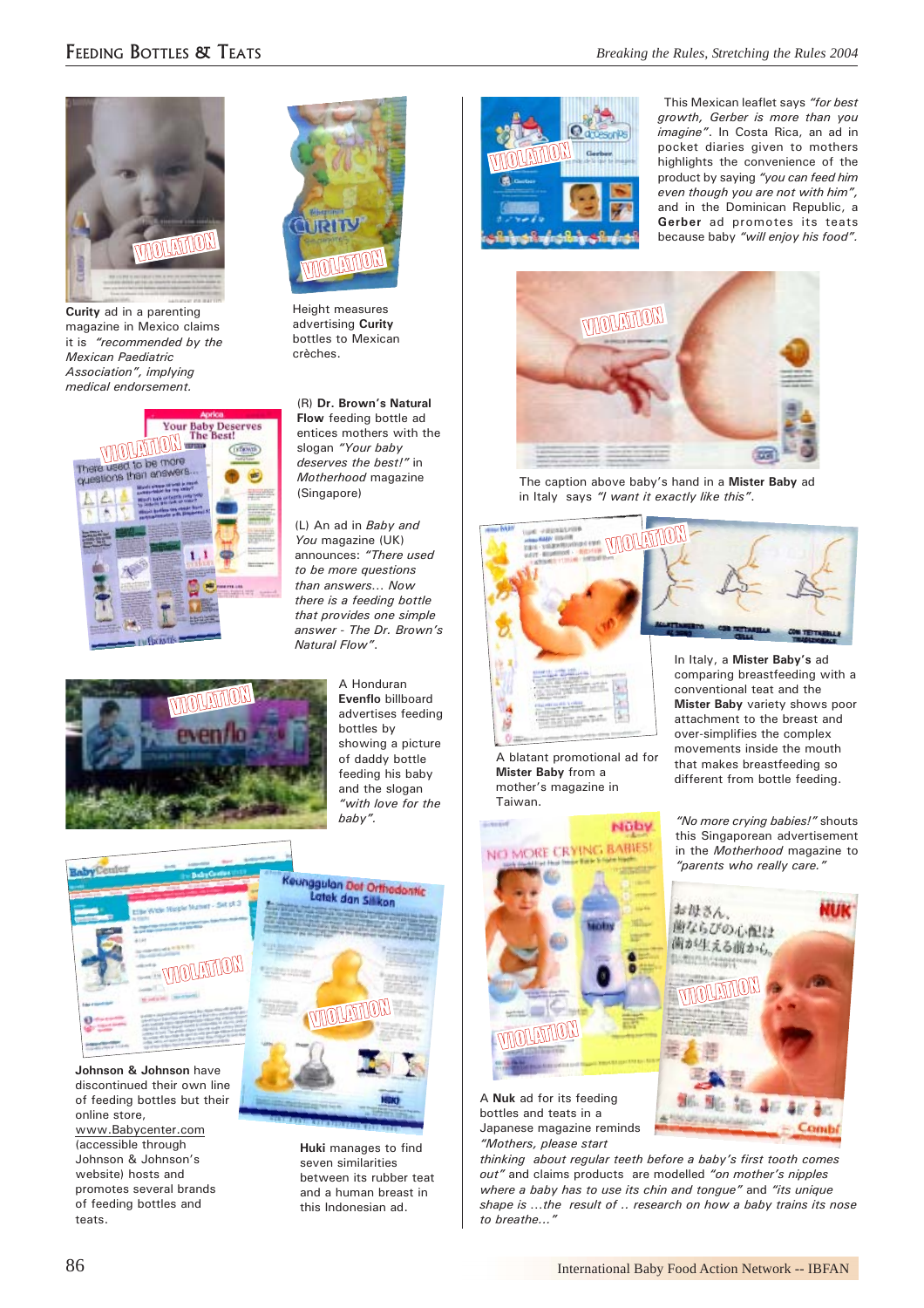**Curity** ad in a parenting magazine in Mexico claims it is *"recommended by the Mexican Paediatric Association", implying medical endorsement.*

Height measures advertising **Curity** bottles to Mexican crèches.

(R) **Dr. Brown's Natural Flow** feeding bottle ad entices mothers with the slogan *"Your baby deserves the best!"* in *Motherhood* magazine (Singapore)

(L) An ad in *Baby and You* magazine (UK) announces: *"There used to be more questions than answers... Now there is a feeding bottle that provides one simple answer - The Dr. Brown's Natural Flow".*

A Honduran **Evenflo** billboard advertises feeding bottles by showing a picture of daddy bottle feeding his baby and the slogan *"with love for the baby".*

**Johnson & Johnson** have discontinued their own line of feeding bottles but their online store, www.Babycenter.com (accessible through Johnson & Johnson's website) hosts and promotes several brands of feeding bottles and teats.

**Huki** manages to find seven similarities between its rubber teat and a human breast in this Indonesian ad.

This Mexican leaflet says *"for best growth, Gerber is more than you imagine".* In Costa Rica, an ad in pocket diaries given to mothers highlights the convenience of the product by saying *"you can feed him even though you are not with him",* and in the Dominican Republic, a **Gerber** ad promotes its teats because baby *"will enjoy his food".*

The caption above baby's hand in a **Mister Baby** ad in Italy says *"I want it exactly like this".*

A blatant promotional ad for **Mister Baby** from a mother's magazine in Taiwan.

In Italy, a **Mister Baby's** ad comparing breastfeeding with a conventional teat and the **Mister Baby** variety shows poor attachment to the breast and over-simplifies the complex movements inside the mouth that makes breastfeeding so different from bottle feeding.

*"No more crying babies!"* shouts this Singaporean advertisement in the *Motherhood* magazine to *"parents who really care."*

A **Nuk** ad for its feeding bottles and teats in a Japanese magazine reminds *"Mothers, please start thinking about regular teeth before a baby's first tooth comes out"* and Combi products are modelled *"on mother's nipples where a baby has to use its chin and tongue"* and *"its unique shape is ...the result of .. research on how a baby trains its nose to breathe..."*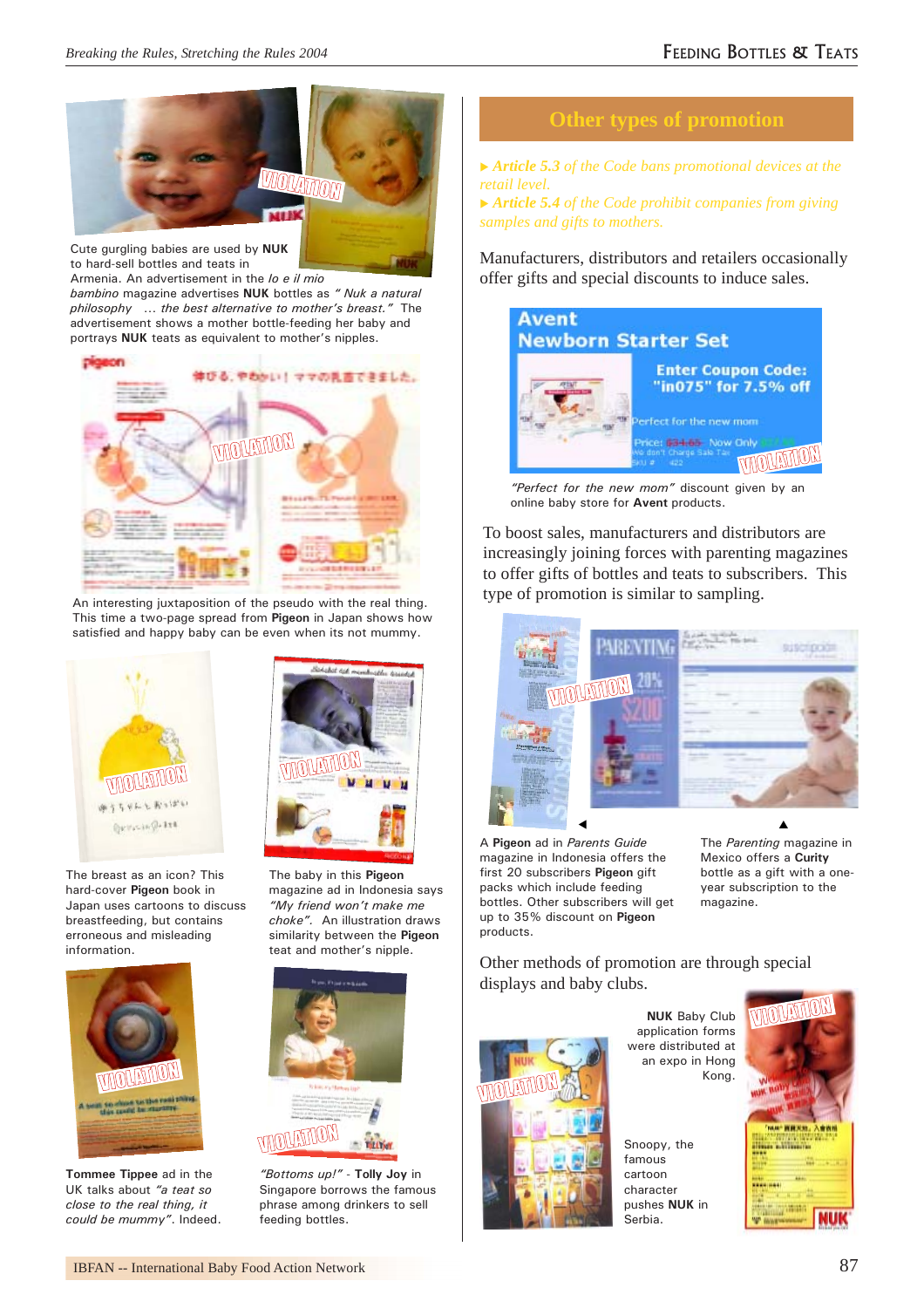Cute gurgling babies are used by **NUK** to hard-sell bottles and teats in Armenia. An advertisement in the *lo e il mio bambino* magazine advertises **NUK** bottles as *" Nuk a natural philosophy ... the best alternative to mother's breast."* The advertisement shows a mother bottle-feeding her baby and portrays **NUK** teats as equivalent to mother's nipples.

An interesting juxtaposition of the pseudo with the real thing. This time a two-page spread from **Pigeon** in Japan shows how satisfied and happy baby can be even when its not mummy.

The breast as an icon? This hard-cover **Pigeon** book in Japan uses cartoons to discuss breastfeeding, but contains erroneous and misleading information.

The baby in this **Pigeon** magazine ad in Indonesia says *"My friend won't make me choke".* An illustration draws similarity between the **Pigeon** teat and mother's nipple.

**Tommee Tippee** ad in the UK talks about *"a teat so close to the real thing, it could be mummy"*. Indeed.

*"Bottoms up!"* - **Tolly Joy** in Singapore borrows the famous phrase among drinkers to sell feeding bottles.

## Other types of promotion

▸ ***Article 5.3*** *of the Code bans promotional devices at the retail level.*

▸ ***Article 5.4*** *of the Code prohibit companies from giving samples and gifts to mothers.*

Manufacturers, distributors and retailers occasionally offer gifts and special discounts to induce sales.

*"Perfect for the new mom"* discount given by an online baby store for **Avent** products.

To boost sales, manufacturers and distributors are increasingly joining forces with parenting magazines to offer gifts of bottles and teats to subscribers. This type of promotion is similar to sampling.

A **Pigeon** ad in *Parents Guide* magazine in Indonesia offers the first 20 subscribers **Pigeon** gift packs which include feeding bottles. Other subscribers will get up to 35% discount on **Pigeon** products.

The *Parenting* magazine in Mexico offers a **Curity** bottle as a gift with a one-year subscription to the magazine.

Other methods of promotion are through special displays and baby clubs.

**NUK** Baby Club application forms were distributed at an expo in Hong Kong.

Snoopy, the famous cartoon character pushes **NUK** in Serbia.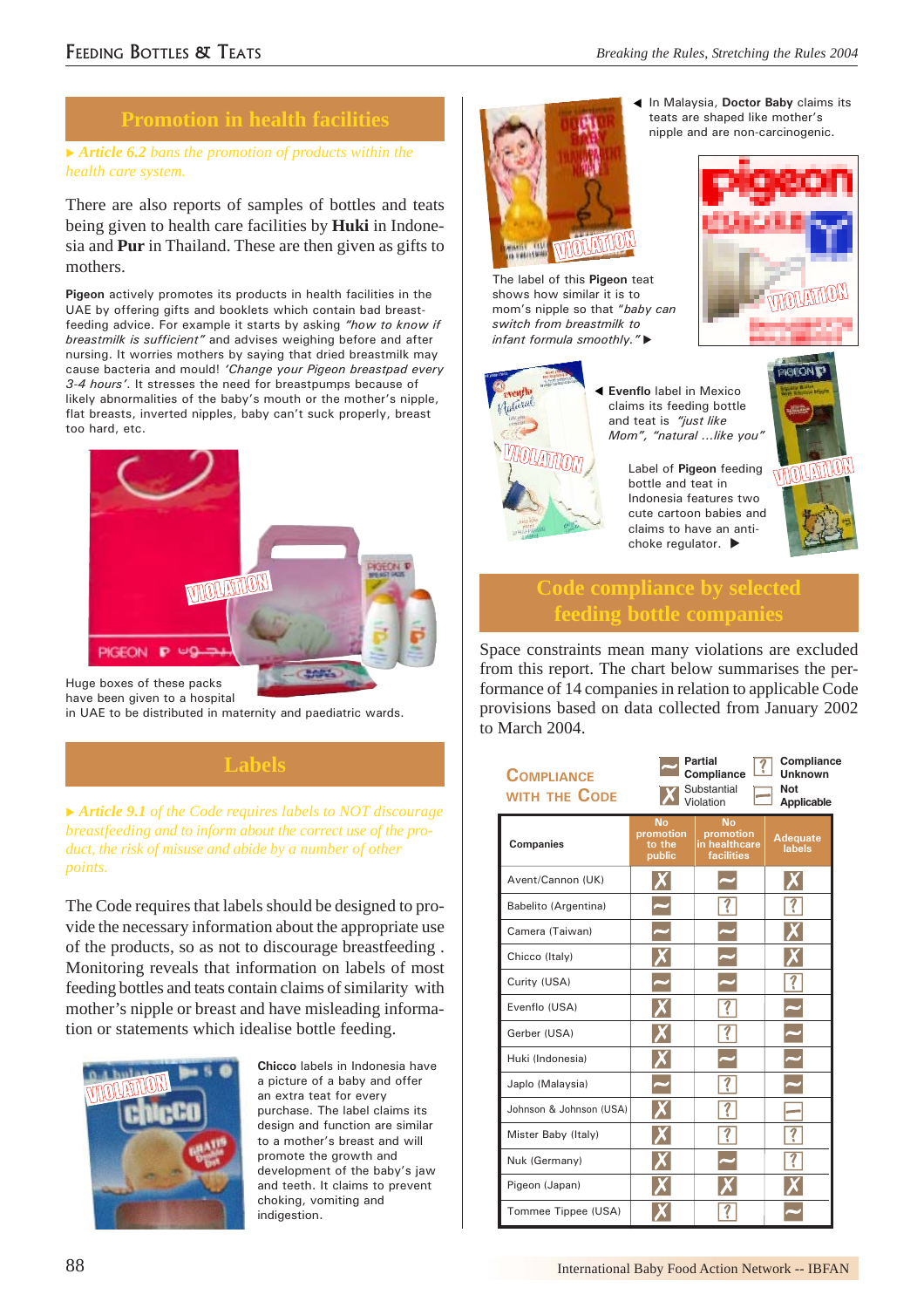## Promotion in health facilities

▶ *Article 6.2 bans the promotion of products within the health care system.*

There are also reports of samples of bottles and teats being given to health care facilities by **Huki** in Indonesia and **Pur** in Thailand. These are then given as gifts to mothers.

**Pigeon** actively promotes its products in health facilities in the UAE by offering gifts and booklets which contain bad breastfeeding advice. For example it starts by asking *"how to know if breastmilk is sufficient"* and advises weighing before and after nursing. It worries mothers by saying that dried breastmilk may cause bacteria and mould! *'Change your Pigeon breastpad every 3-4 hours'*. It stresses the need for breastpumps because of likely abnormalities of the baby's mouth or the mother's nipple, flat breasts, inverted nipples, baby can't suck properly, breast too hard, etc.

Huge boxes of these packs have been given to a hospital in UAE to be distributed in maternity and paediatric wards.

## Labels

▶ *Article 9.1 of the Code requires labels to NOT discourage breastfeeding and to inform about the correct use of the product, the risk of misuse and abide by a number of other points.*

The Code requires that labels should be designed to provide the necessary information about the appropriate use of the products, so as not to discourage breastfeeding . Monitoring reveals that information on labels of most feeding bottles and teats contain claims of similarity with mother's nipple or breast and have misleading information or statements which idealise bottle feeding.

**Chicco** labels in Indonesia have a picture of a baby and offer an extra teat for every purchase. The label claims its design and function are similar to a mother's breast and will promote the growth and development of the baby's jaw and teeth. It claims to prevent choking, vomiting and indigestion.

◀ In Malaysia, **Doctor Baby** claims its teats are shaped like mother's nipple and are non-carcinogenic.

The label of this **Pigeon** teat shows how similar it is to mom's nipple so that *"baby can switch from breastmilk to infant formula smoothly."* ▶

◀ **Evenflo** label in Mexico claims its feeding bottle and teat is *"just like Mom", "natural ...like you"*

Label of **Pigeon** feeding bottle and teat in Indonesia features two cute cartoon babies and claims to have an anti-choke regulator. ▶

## Code compliance by selected feeding bottle companies

Space constraints mean many violations are excluded from this report. The chart below summarises the performance of 14 companies in relation to applicable Code provisions based on data collected from January 2002 to March 2004.

**Compliance with the Code**

~ Partial Compliance | ✗ Substantial Violation | ? Compliance Unknown | — Not Applicable

| Companies | No promotion to the public | No promotion in healthcare facilities | Adequate labels |
|---|---|---|---|
| Avent/Cannon (UK) | ✗ | ~ | ✗ |
| Babelito (Argentina) | ~ | ? | ? |
| Camera (Taiwan) | ~ | ~ | ✗ |
| Chicco (Italy) | ✗ | ~ | ✗ |
| Curity (USA) | ~ | ~ | ? |
| Evenflo (USA) | ✗ | ? | ~ |
| Gerber (USA) | ✗ | ? | ~ |
| Huki (Indonesia) | ✗ | ~ | ~ |
| Japlo (Malaysia) | ~ | ? | ~ |
| Johnson & Johnson (USA) | ✗ | ? | — |
| Mister Baby (Italy) | ✗ | ? | ? |
| Nuk (Germany) | ✗ | ~ | ? |
| Pigeon (Japan) | ✗ | ✗ | ✗ |
| Tommee Tippee (USA) | ✗ | ? | ~ |